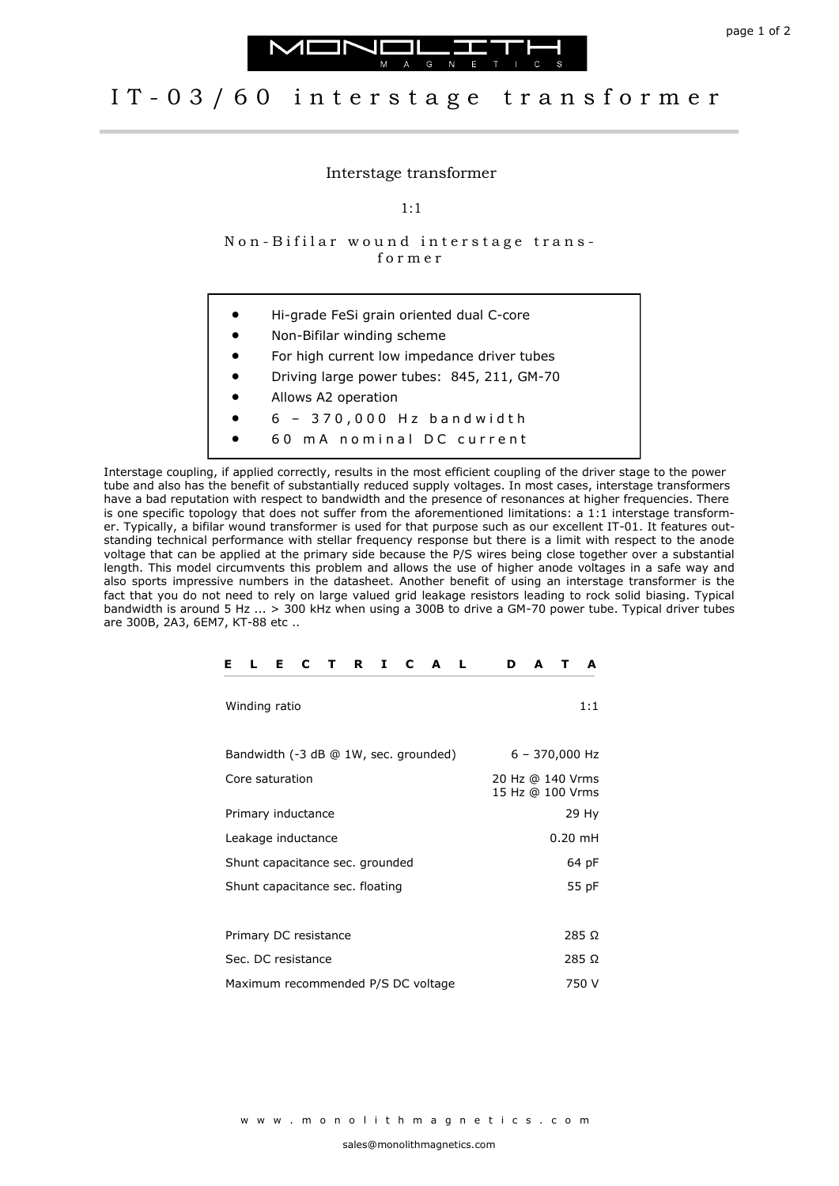# MONOLITH MAGNETICS

# IT-03/60 interstage transformer

Interstage transformer

1:1

Non-Bifilar wound interstage transformer

- Hi-grade FeSi grain oriented dual C-core
- Non-Bifilar winding scheme
- For high current low impedance driver tubes
- Driving large power tubes: 845, 211, GM-70
- Allows A2 operation
- 6 – 370,000 Hz bandwidth
- 60 mA nominal DC current

Interstage coupling, if applied correctly, results in the most efficient coupling of the driver stage to the power tube and also has the benefit of substantially reduced supply voltages. In most cases, interstage transformers have a bad reputation with respect to bandwidth and the presence of resonances at higher frequencies. There is one specific topology that does not suffer from the aforementioned limitations: a 1:1 interstage transformer. Typically, a bifilar wound transformer is used for that purpose such as our excellent IT-01. It features outstanding technical performance with stellar frequency response but there is a limit with respect to the anode voltage that can be applied at the primary side because the P/S wires being close together over a substantial length. This model circumvents this problem and allows the use of higher anode voltages in a safe way and also sports impressive numbers in the datasheet. Another benefit of using an interstage transformer is the fact that you do not need to rely on large valued grid leakage resistors leading to rock solid biasing. Typical bandwidth is around 5 Hz ... > 300 kHz when using a 300B to drive a GM-70 power tube. Typical driver tubes are 300B, 2A3, 6EM7, KT-88 etc ..

## ELECTRICAL DATA

| Parameter | Value |
| --- | --- |
| Winding ratio | 1:1 |
| Bandwidth (-3 dB @ 1W, sec. grounded) | 6 – 370,000 Hz |
| Core saturation | 20 Hz @ 140 Vrms<br>15 Hz @ 100 Vrms |
| Primary inductance | 29 Hy |
| Leakage inductance | 0.20 mH |
| Shunt capacitance sec. grounded | 64 pF |
| Shunt capacitance sec. floating | 55 pF |
| Primary DC resistance | 285 Ω |
| Sec. DC resistance | 285 Ω |
| Maximum recommended P/S DC voltage | 750 V |

www.monolithmagnetics.com

sales@monolithmagnetics.com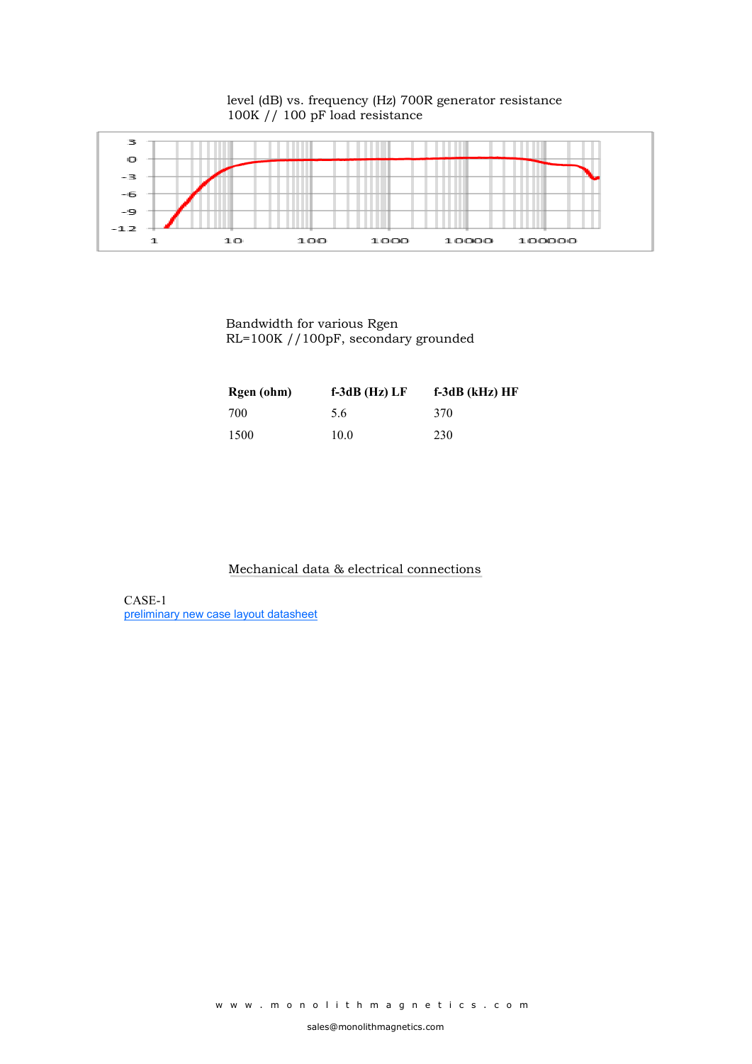level (dB) vs. frequency (Hz) 700R generator resistance
100K // 100 pF load resistance

3
0
-3
-6
-9
-12
1
10
100
1000
10000
100000

Bandwidth for various Rgen
RL=100K //100pF, secondary grounded

| **Rgen (ohm)** | **f-3dB (Hz) LF** | **f-3dB (kHz) HF** |
|---|---|---|
| 700 | 5.6 | 370 |
| 1500 | 10.0 | 230 |

Mechanical data & electrical connections

CASE-1
preliminary new case layout datasheet

www.monolithmagnetics.com

sales@monolithmagnetics.com